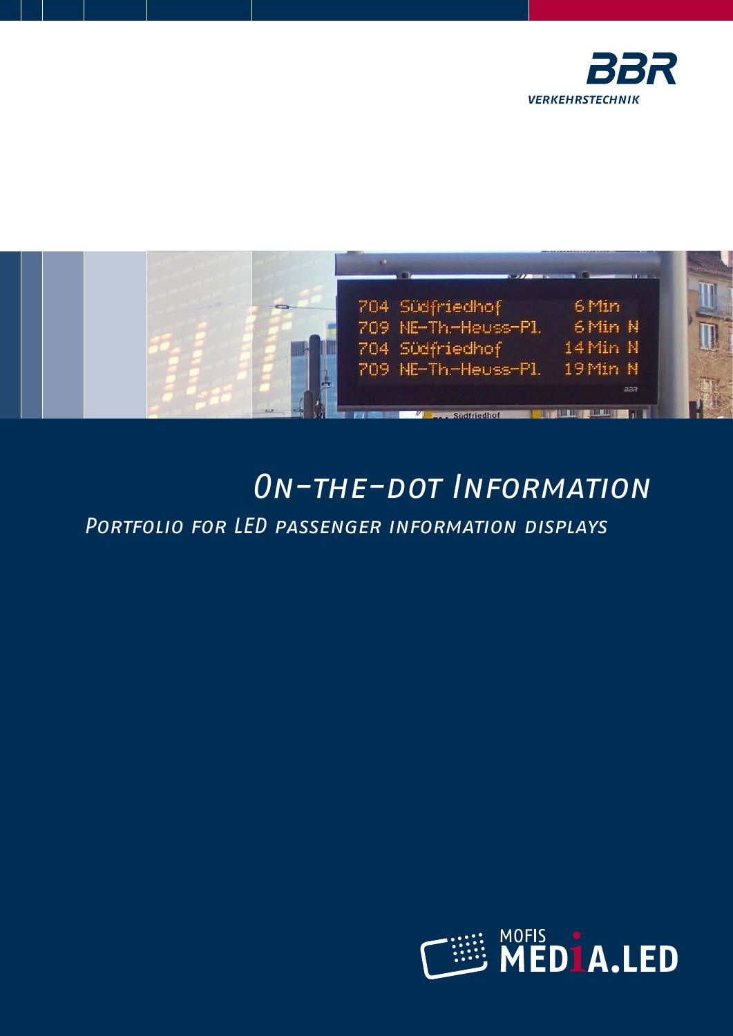BBR

VERKEHRSTECHNIK

# On-the-dot Information

## Portfolio for LED passenger information displays

MOFIS MEDiA.LED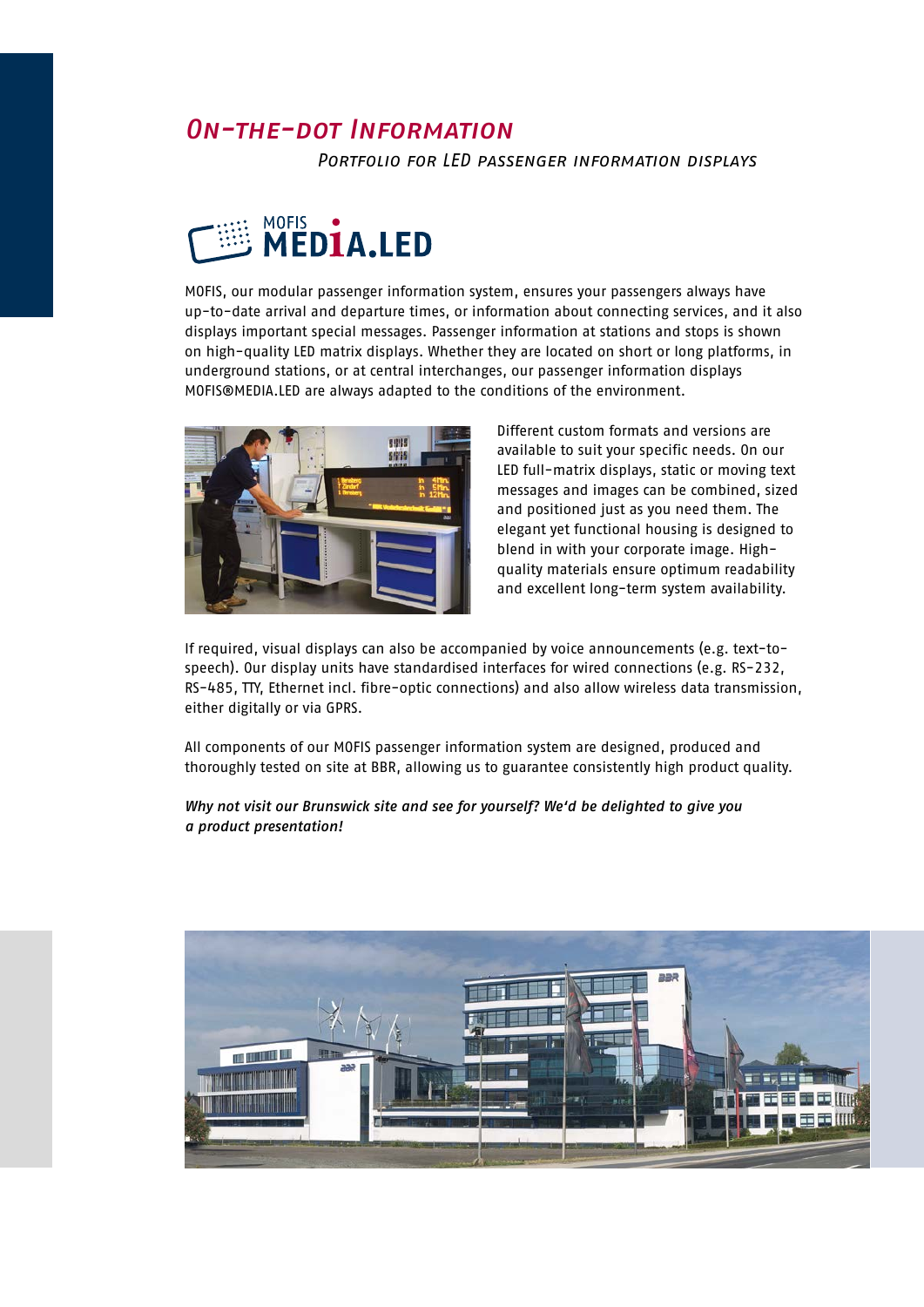# On-the-dot Information

## *Portfolio for LED passenger information displays*

MOFIS MEDIA.LED

MOFIS, our modular passenger information system, ensures your passengers always have up-to-date arrival and departure times, or information about connecting services, and it also displays important special messages. Passenger information at stations and stops is shown on high-quality LED matrix displays. Whether they are located on short or long platforms, in underground stations, or at central interchanges, our passenger information displays MOFIS®MEDIA.LED are always adapted to the conditions of the environment.

Different custom formats and versions are available to suit your specific needs. On our LED full-matrix displays, static or moving text messages and images can be combined, sized and positioned just as you need them. The elegant yet functional housing is designed to blend in with your corporate image. High-quality materials ensure optimum readability and excellent long-term system availability.

If required, visual displays can also be accompanied by voice announcements (e.g. text-to-speech). Our display units have standardised interfaces for wired connections (e.g. RS-232, RS-485, TTY, Ethernet incl. fibre-optic connections) and also allow wireless data transmission, either digitally or via GPRS.

All components of our MOFIS passenger information system are designed, produced and thoroughly tested on site at BBR, allowing us to guarantee consistently high product quality.

***Why not visit our Brunswick site and see for yourself? We'd be delighted to give you a product presentation!***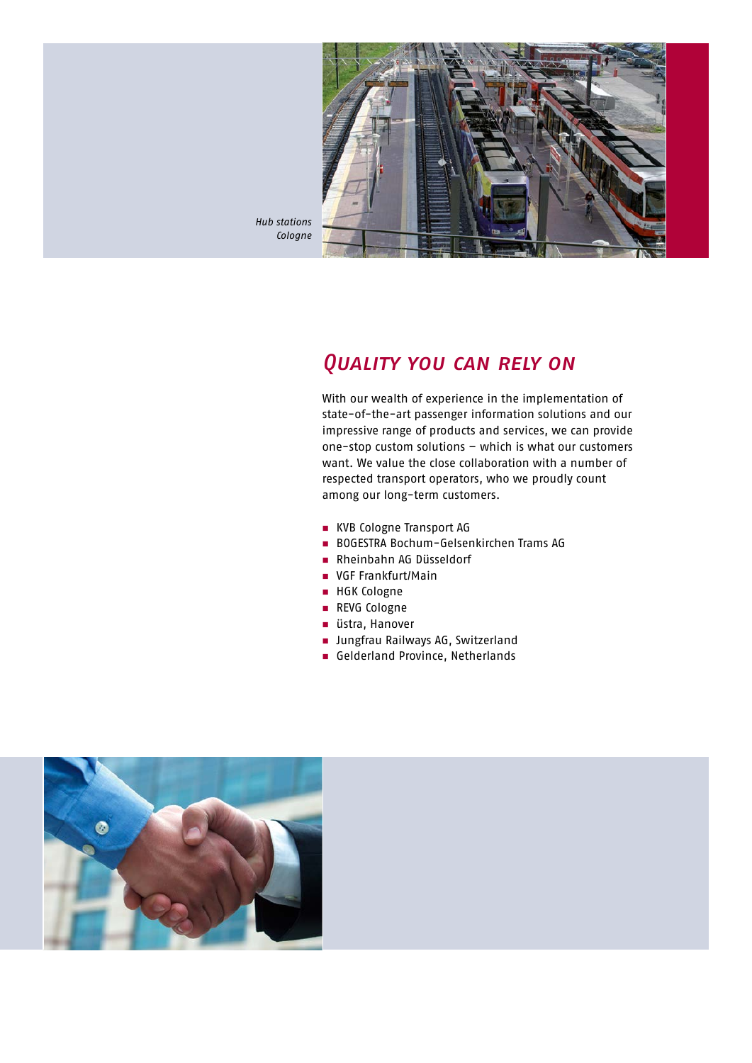*Hub stations Cologne*

## *Quality you can rely on*

With our wealth of experience in the implementation of state-of-the-art passenger information solutions and our impressive range of products and services, we can provide one-stop custom solutions – which is what our customers want. We value the close collaboration with a number of respected transport operators, who we proudly count among our long-term customers.

- KVB Cologne Transport AG
- BOGESTRA Bochum-Gelsenkirchen Trams AG
- Rheinbahn AG Düsseldorf
- VGF Frankfurt/Main
- HGK Cologne
- REVG Cologne
- üstra, Hanover
- Jungfrau Railways AG, Switzerland
- Gelderland Province, Netherlands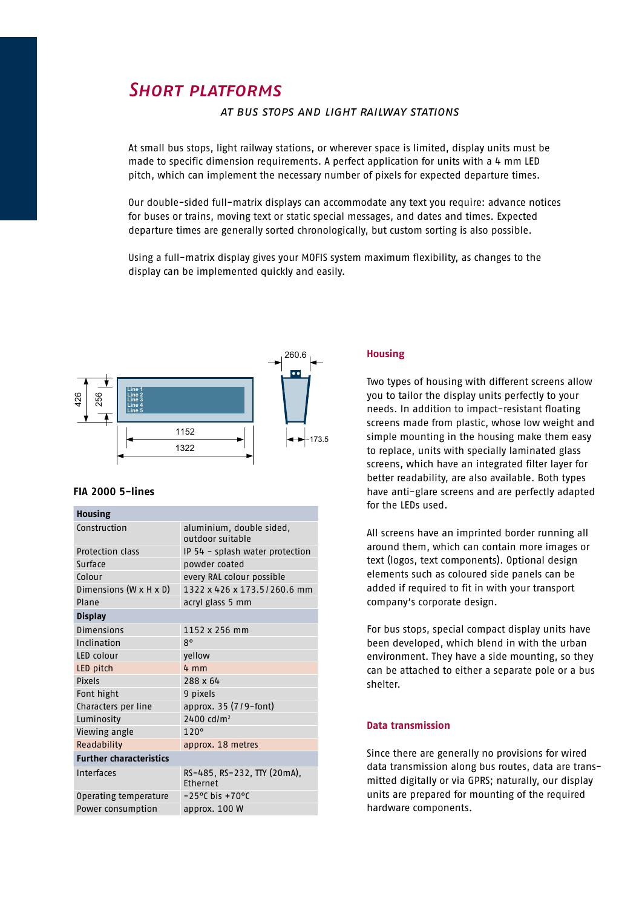## Short platforms

*AT BUS STOPS AND LIGHT RAILWAY STATIONS*

At small bus stops, light railway stations, or wherever space is limited, display units must be made to specific dimension requirements. A perfect application for units with a 4 mm LED pitch, which can implement the necessary number of pixels for expected departure times.

Our double-sided full-matrix displays can accommodate any text you require: advance notices for buses or trains, moving text or static special messages, and dates and times. Expected departure times are generally sorted chronologically, but custom sorting is also possible.

Using a full-matrix display gives your MOFIS system maximum flexibility, as changes to the display can be implemented quickly and easily.

### FIA 2000 5-lines

| **Housing** | |
|---|---|
| Construction | aluminium, double sided, outdoor suitable |
| Protection class | IP 54 – splash water protection |
| Surface | powder coated |
| Colour | every RAL colour possible |
| Dimensions (W x H x D) | 1322 x 426 x 173.5 / 260.6 mm |
| Plane | acryl glass 5 mm |
| **Display** | |
| Dimensions | 1152 x 256 mm |
| Inclination | 8° |
| LED colour | yellow |
| LED pitch | 4 mm |
| Pixels | 288 x 64 |
| Font hight | 9 pixels |
| Characters per line | approx. 35 (7 / 9-font) |
| Luminosity | 2400 cd/m² |
| Viewing angle | 120° |
| Readability | approx. 18 metres |
| **Further characteristics** | |
| Interfaces | RS-485, RS-232, TTY (20mA), Ethernet |
| Operating temperature | -25°C bis +70°C |
| Power consumption | approx. 100 W |

### Housing

Two types of housing with different screens allow you to tailor the display units perfectly to your needs. In addition to impact-resistant floating screens made from plastic, whose low weight and simple mounting in the housing make them easy to replace, units with specially laminated glass screens, which have an integrated filter layer for better readability, are also available. Both types have anti-glare screens and are perfectly adapted for the LEDs used.

All screens have an imprinted border running all around them, which can contain more images or text (logos, text components). Optional design elements such as coloured side panels can be added if required to fit in with your transport company's corporate design.

For bus stops, special compact display units have been developed, which blend in with the urban environment. They have a side mounting, so they can be attached to either a separate pole or a bus shelter.

### Data transmission

Since there are generally no provisions for wired data transmission along bus routes, data are transmitted digitally or via GPRS; naturally, our display units are prepared for mounting of the required hardware components.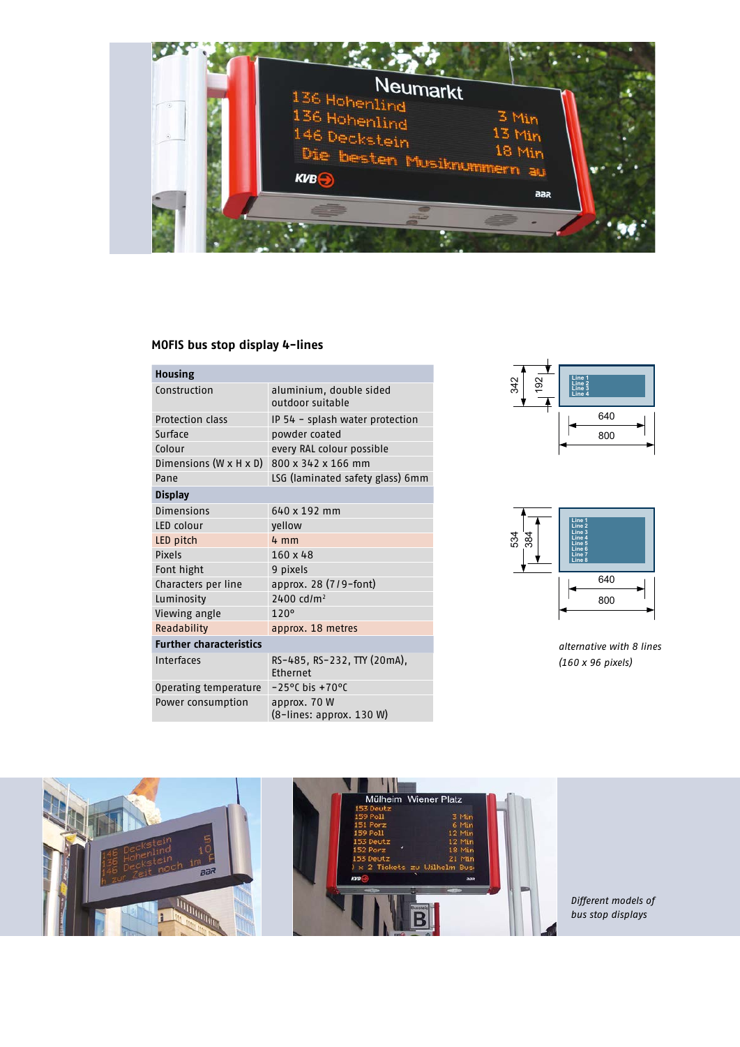## MOFIS bus stop display 4-lines

| Housing | |
|---|---|
| Construction | aluminium, double sided outdoor suitable |
| Protection class | IP 54 – splash water protection |
| Surface | powder coated |
| Colour | every RAL colour possible |
| Dimensions (W x H x D) | 800 x 342 x 166 mm |
| Pane | LSG (laminated safety glass) 6mm |
| **Display** | |
| Dimensions | 640 x 192 mm |
| LED colour | yellow |
| LED pitch | 4 mm |
| Pixels | 160 x 48 |
| Font hight | 9 pixels |
| Characters per line | approx. 28 (7/9-font) |
| Luminosity | 2400 cd/m² |
| Viewing angle | 120° |
| Readability | approx. 18 metres |
| **Further characteristics** | |
| Interfaces | RS-485, RS-232, TTY (20mA), Ethernet |
| Operating temperature | -25°C bis +70°C |
| Power consumption | approx. 70 W (8-lines: approx. 130 W) |

*alternative with 8 lines (160 x 96 pixels)*

*Different models of bus stop displays*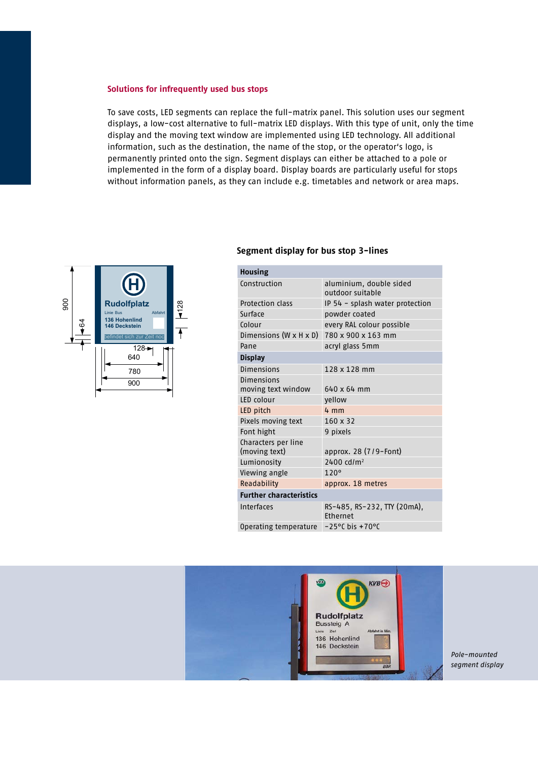## Solutions for infrequently used bus stops

To save costs, LED segments can replace the full-matrix panel. This solution uses our segment displays, a low-cost alternative to full-matrix LED displays. With this type of unit, only the time display and the moving text window are implemented using LED technology. All additional information, such as the destination, the name of the stop, or the operator's logo, is permanently printed onto the sign. Segment displays can either be attached to a pole or implemented in the form of a display board. Display boards are particularly useful for stops without information panels, as they can include e.g. timetables and network or area maps.

### Segment display for bus stop 3-lines

| **Housing** | |
|---|---|
| Construction | aluminium, double sided outdoor suitable |
| Protection class | IP 54 – splash water protection |
| Surface | powder coated |
| Colour | every RAL colour possible |
| Dimensions (W x H x D) | 780 x 900 x 163 mm |
| Pane | acryl glass 5mm |
| **Display** | |
| Dimensions | 128 x 128 mm |
| Dimensions moving text window | 640 x 64 mm |
| LED colour | yellow |
| LED pitch | 4 mm |
| Pixels moving text | 160 x 32 |
| Font hight | 9 pixels |
| Characters per line (moving text) | approx. 28 (7 / 9-Font) |
| Lumionosity | 2400 cd/m² |
| Viewing angle | 120° |
| Readability | approx. 18 metres |
| **Further characteristics** | |
| Interfaces | RS-485, RS-232, TTY (20mA), Ethernet |
| Operating temperature | -25°C bis +70°C |

*Pole-mounted segment display*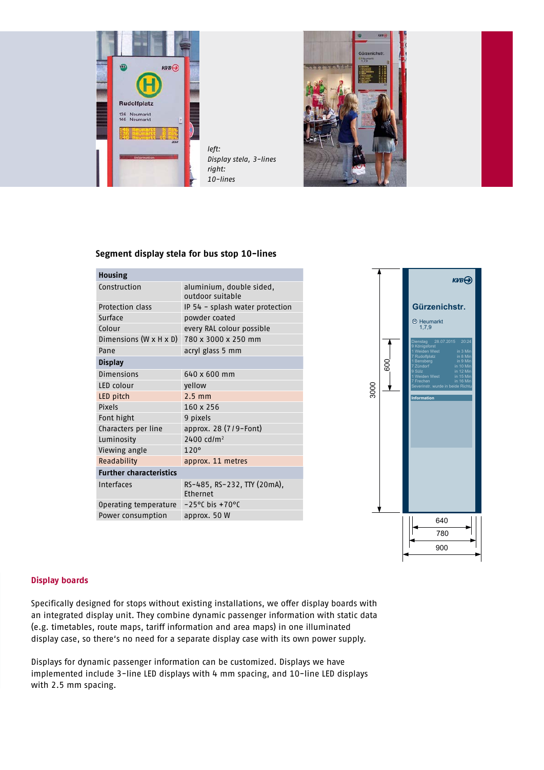*left:*
*Display stela, 3-lines*
*right:*
*10-lines*

### Segment display stela for bus stop 10-lines

| **Housing** | |
|---|---|
| Construction | aluminium, double sided, outdoor suitable |
| Protection class | IP 54 – splash water protection |
| Surface | powder coated |
| Colour | every RAL colour possible |
| Dimensions (W x H x D) | 780 x 3000 x 250 mm |
| Pane | acryl glass 5 mm |
| **Display** | |
| Dimensions | 640 x 600 mm |
| LED colour | yellow |
| LED pitch | 2.5 mm |
| Pixels | 160 x 256 |
| Font hight | 9 pixels |
| Characters per line | approx. 28 (7/9-Font) |
| Luminosity | 2400 cd/m² |
| Viewing angle | 120° |
| Readability | approx. 11 metres |
| **Further characteristics** | |
| Interfaces | RS-485, RS-232, TTY (20mA), Ethernet |
| Operating temperature | -25°C bis +70°C |
| Power consumption | approx. 50 W |

## Display boards

Specifically designed for stops without existing installations, we offer display boards with an integrated display unit. They combine dynamic passenger information with static data (e.g. timetables, route maps, tariff information and area maps) in one illuminated display case, so there's no need for a separate display case with its own power supply.

Displays for dynamic passenger information can be customized. Displays we have implemented include 3-line LED displays with 4 mm spacing, and 10-line LED displays with 2.5 mm spacing.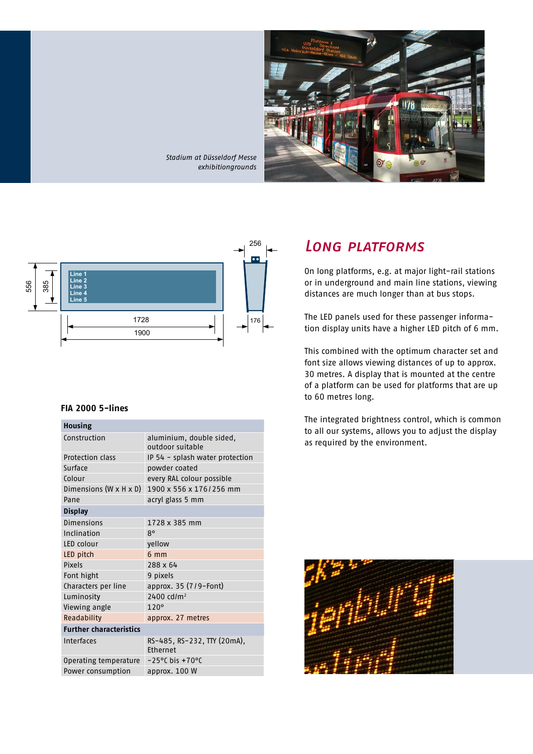*Stadium at Düsseldorf Messe exhibitiongrounds*

## LONG PLATFORMS

On long platforms, e.g. at major light-rail stations or in underground and main line stations, viewing distances are much longer than at bus stops.

The LED panels used for these passenger information display units have a higher LED pitch of 6 mm.

This combined with the optimum character set and font size allows viewing distances of up to approx. 30 metres. A display that is mounted at the centre of a platform can be used for platforms that are up to 60 metres long.

The integrated brightness control, which is common to all our systems, allows you to adjust the display as required by the environment.

### FIA 2000 5-lines

| **Housing** | |
|---|---|
| Construction | aluminium, double sided, outdoor suitable |
| Protection class | IP 54 – splash water protection |
| Surface | powder coated |
| Colour | every RAL colour possible |
| Dimensions (W x H x D) | 1900 x 556 x 176 / 256 mm |
| Pane | acryl glass 5 mm |
| **Display** | |
| Dimensions | 1728 x 385 mm |
| Inclination | 8° |
| LED colour | yellow |
| LED pitch | 6 mm |
| Pixels | 288 x 64 |
| Font hight | 9 pixels |
| Characters per line | approx. 35 (7 / 9-Font) |
| Luminosity | 2400 cd/m² |
| Viewing angle | 120° |
| Readability | approx. 27 metres |
| **Further characteristics** | |
| Interfaces | RS-485, RS-232, TTY (20mA), Ethernet |
| Operating temperature | -25°C bis +70°C |
| Power consumption | approx. 100 W |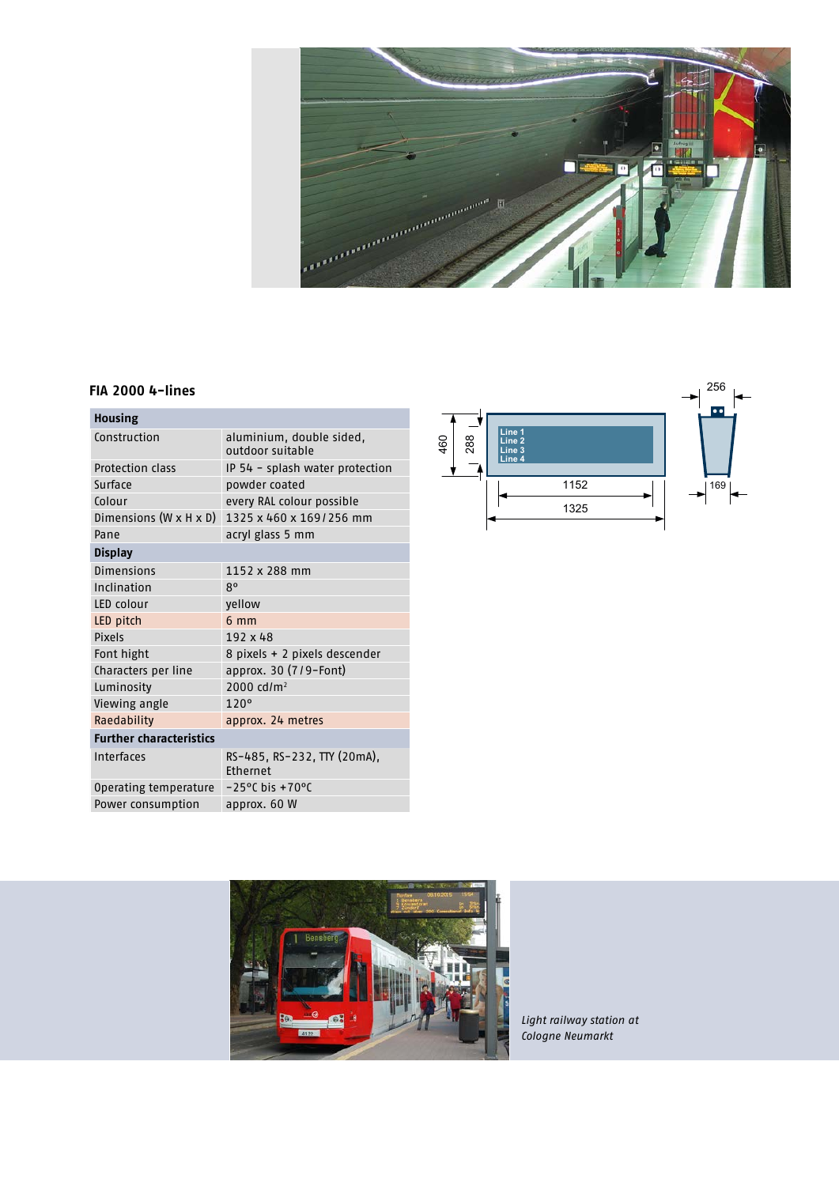## FIA 2000 4-lines

| Housing | |
|---|---|
| Construction | aluminium, double sided, outdoor suitable |
| Protection class | IP 54 – splash water protection |
| Surface | powder coated |
| Colour | every RAL colour possible |
| Dimensions (W x H x D) | 1325 x 460 x 169/256 mm |
| Pane | acryl glass 5 mm |
| **Display** | |
| Dimensions | 1152 x 288 mm |
| Inclination | 8° |
| LED colour | yellow |
| LED pitch | 6 mm |
| Pixels | 192 x 48 |
| Font hight | 8 pixels + 2 pixels descender |
| Characters per line | approx. 30 (7/9-Font) |
| Luminosity | 2000 cd/m² |
| Viewing angle | 120° |
| Raedability | approx. 24 metres |
| **Furtherer characteristics** | |
| Interfaces | RS-485, RS-232, TTY (20mA), Ethernet |
| Operating temperature | -25°C bis +70°C |
| Power consumption | approx. 60 W |

*Light railway station at Cologne Neumarkt*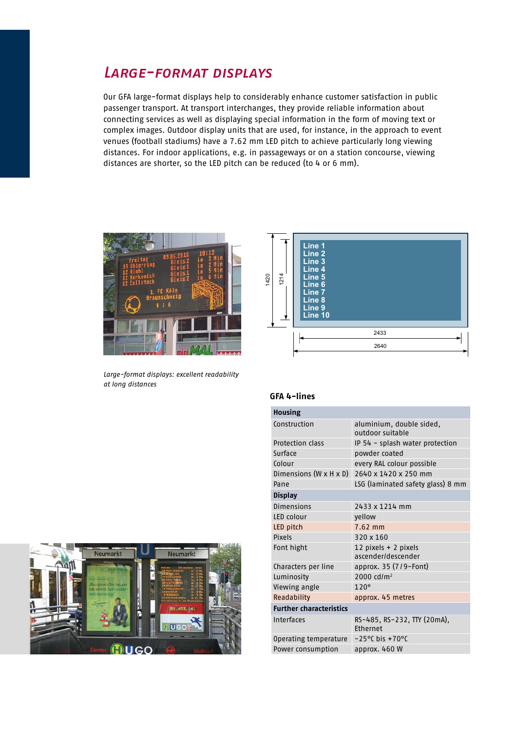## Large-format displays

Our GFA large-format displays help to considerably enhance customer satisfaction in public passenger transport. At transport interchanges, they provide reliable information about connecting services as well as displaying special information in the form of moving text or complex images. Outdoor display units that are used, for instance, in the approach to event venues (football stadiums) have a 7.62 mm LED pitch to achieve particularly long viewing distances. For indoor applications, e.g. in passageways or on a station concourse, viewing distances are shorter, so the LED pitch can be reduced (to 4 or 6 mm).

*Large-format displays: excellent readability at long distances*

### GFA 4-lines

| **Housing** | |
|---|---|
| Construction | aluminium, double sided, outdoor suitable |
| Protection class | IP 54 – splash water protection |
| Surface | powder coated |
| Colour | every RAL colour possible |
| Dimensions (W x H x D) | 2640 x 1420 x 250 mm |
| Pane | LSG (laminated safety glass) 8 mm |
| **Display** | |
| Dimensions | 2433 x 1214 mm |
| LED colour | yellow |
| LED pitch | 7.62 mm |
| Pixels | 320 x 160 |
| Font hight | 12 pixels + 2 pixels ascender/descender |
| Characters per line | approx. 35 (7/9-Font) |
| Luminosity | 2000 cd/m² |
| Viewing angle | 120° |
| Readability | approx. 45 metres |
| **Further characteristics** | |
| Interfaces | RS-485, RS-232, TTY (20mA), Ethernet |
| Operating temperature | -25°C bis +70°C |
| Power consumption | approx. 460 W |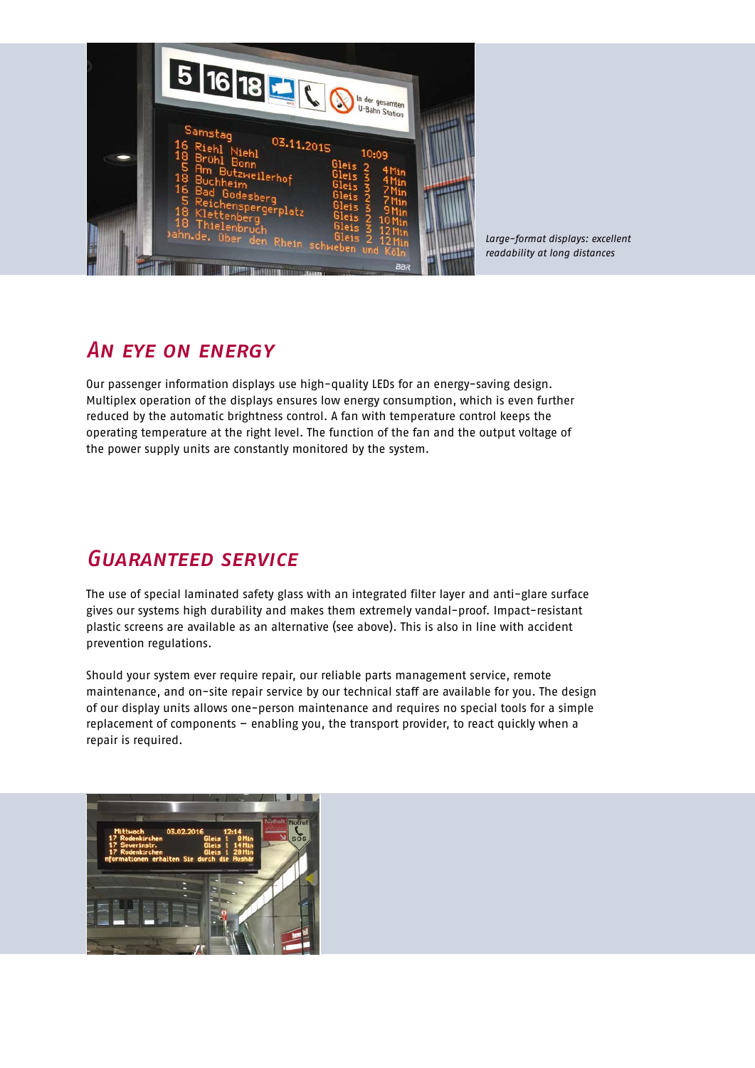*Large-format displays: excellent readability at long distances*

## An eye on energy

Our passenger information displays use high-quality LEDs for an energy-saving design. Multiplex operation of the displays ensures low energy consumption, which is even further reduced by the automatic brightness control. A fan with temperature control keeps the operating temperature at the right level. The function of the fan and the output voltage of the power supply units are constantly monitored by the system.

## Guaranteed service

The use of special laminated safety glass with an integrated filter layer and anti-glare surface gives our systems high durability and makes them extremely vandal-proof. Impact-resistant plastic screens are available as an alternative (see above). This is also in line with accident prevention regulations.

Should your system ever require repair, our reliable parts management service, remote maintenance, and on-site repair service by our technical staff are available for you. The design of our display units allows one-person maintenance and requires no special tools for a simple replacement of components – enabling you, the transport provider, to react quickly when a repair is required.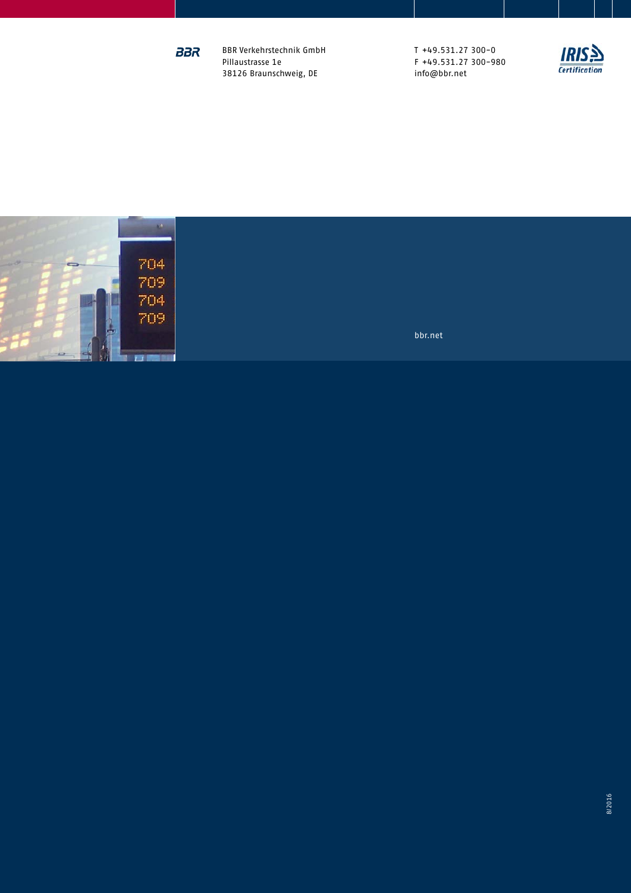BBR

BBR Verkehrstechnik GmbH
Pillaustrasse 1e
38126 Braunschweig, DE

T +49.531.27 300-0
F +49.531.27 300-980
info@bbr.net

IRIS Certification

bbr.net

8/2016